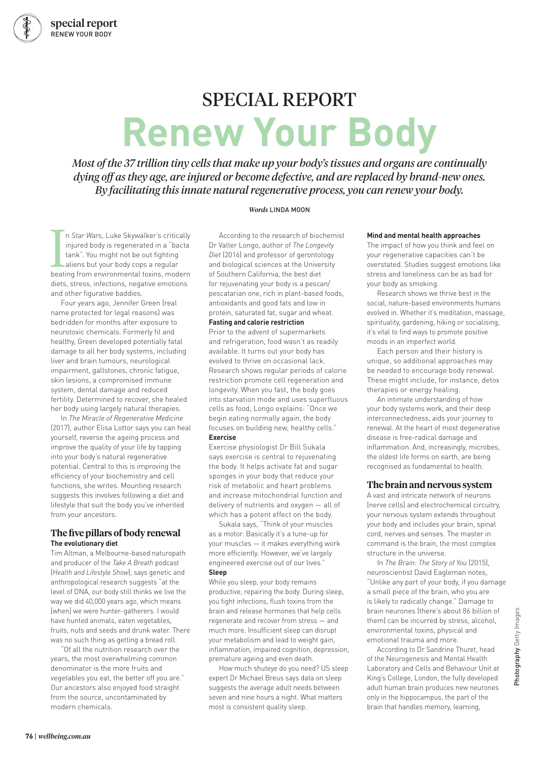# SPECIAL REPORT

# Renew Your Body

*Most of the 37 trillion tiny cells that make up your body's tissues and organs are continually dying off as they age, are injured or become defective, and are replaced by brand-new ones. By facilitating this innate natural regenerative process, you can renew your body.*

***Words*** LINDA MOON

In *Star Wars*, Luke Skywalker's critically injured body is regenerated in a "bacta tank". You might not be out fighting aliens but your body cops a regular beating from environmental toxins, modern diets, stress, infections, negative emotions and other figurative baddies.

Four years ago, Jennifer Green (real name protected for legal reasons) was bedridden for months after exposure to neurotoxic chemicals. Formerly fit and healthy, Green developed potentially fatal damage to all her body systems, including liver and brain tumours, neurological impairment, gallstones, chronic fatigue, skin lesions, a compromised immune system, dental damage and reduced fertility. Determined to recover, she healed her body using largely natural therapies.

In *The Miracle of Regenerative Medicine* (2017), author Elisa Lottor says you can heal yourself, reverse the ageing process and improve the quality of your life by tapping into your body's natural regenerative potential. Central to this is improving the efficiency of your biochemistry and cell functions, she writes. Mounting research suggests this involves following a diet and lifestyle that suit the body you've inherited from your ancestors.

## The five pillars of body renewal

**The evolutionary diet**

Tim Altman, a Melbourne-based naturopath and producer of the *Take A Breath* podcast (*Health and Lifestyle Show*), says genetic and anthropological research suggests "at the level of DNA, our body still thinks we live the way we did 40,000 years ago, which means [when] we were hunter-gatherers. I would have hunted animals, eaten vegetables, fruits, nuts and seeds and drunk water. There was no such thing as getting a bread roll.

"Of all the nutrition research over the years, the most overwhelming common denominator is the more fruits and vegetables you eat, the better off you are." Our ancestors also enjoyed food straight from the source, uncontaminated by modern chemicals.

According to the research of biochemist Dr Valter Longo, author of *The Longevity Diet* (2016) and professor of gerontology and biological sciences at the University of Southern California, the best diet for rejuvenating your body is a pescan/pescatarian one, rich in plant-based foods, antioxidants and good fats and low in protein, saturated fat, sugar and wheat.

**Fasting and calorie restriction**

Prior to the advent of supermarkets and refrigeration, food wasn't as readily available. It turns out your body has evolved to thrive on occasional lack. Research shows regular periods of calorie restriction promote cell regeneration and longevity. When you fast, the body goes into starvation mode and uses superfluous cells as food, Longo explains: "Once we begin eating normally again, the body focuses on building new, healthy cells."

**Exercise**

Exercise physiologist Dr Bill Sukala says exercise is central to rejuvenating the body. It helps activate fat and sugar sponges in your body that reduce your risk of metabolic and heart problems and increase mitochondrial function and delivery of nutrients and oxygen — all of which has a potent effect on the body.

Sukala says, "Think of your muscles as a motor. Basically it's a tune-up for your muscles — it makes everything work more efficiently. However, we've largely engineered exercise out of our lives."

**Sleep**

While you sleep, your body remains productive, repairing the body. During sleep, you fight infections, flush toxins from the brain and release hormones that help cells regenerate and recover from stress — and much more. Insufficient sleep can disrupt your metabolism and lead to weight gain, inflammation, impaired cognition, depression, premature ageing and even death.

How much shuteye do you need? US sleep expert Dr Michael Breus says data on sleep suggests the average adult needs between seven and nine hours a night. What matters most is consistent quality sleep.

**Mind and mental health approaches**

The impact of how you think and feel on your regenerative capacities can't be overstated. Studies suggest emotions like stress and loneliness can be as bad for your body as smoking.

Research shows we thrive best in the social, nature-based environments humans evolved in. Whether it's meditation, massage, spirituality, gardening, hiking or socialising, it's vital to find ways to promote positive moods in an imperfect world.

Each person and their history is unique, so additional approaches may be needed to encourage body renewal. These might include, for instance, detox therapies or energy healing.

An intimate understanding of how your body systems work, and their deep interconnectedness, aids your journey to renewal. At the heart of most degenerative disease is free-radical damage and inflammation. And, increasingly, microbes, the oldest life forms on earth, are being recognised as fundamental to health.

## The brain and nervous system

A vast and intricate network of neurons (nerve cells) and electrochemical circuitry, your nervous system extends throughout your body and includes your brain, spinal cord, nerves and senses. The master in command is the brain, the most complex structure in the universe.

In *The Brain: The Story of You* (2015), neuroscientist David Eagleman notes, "Unlike any part of your body, if you damage a small piece of the brain, who you are is likely to radically change." Damage to brain neurones (there's about 86 billion of them) can be incurred by stress, alcohol, environmental toxins, physical and emotional trauma and more.

According to Dr Sandrine Thuret, head of the Neurogenesis and Mental Health Laboratory and Cells and Behaviour Unit at King's College, London, the fully developed adult human brain produces new neurones only in the hippocampus, the part of the brain that handles memory, learning,

**Photography** Getty Images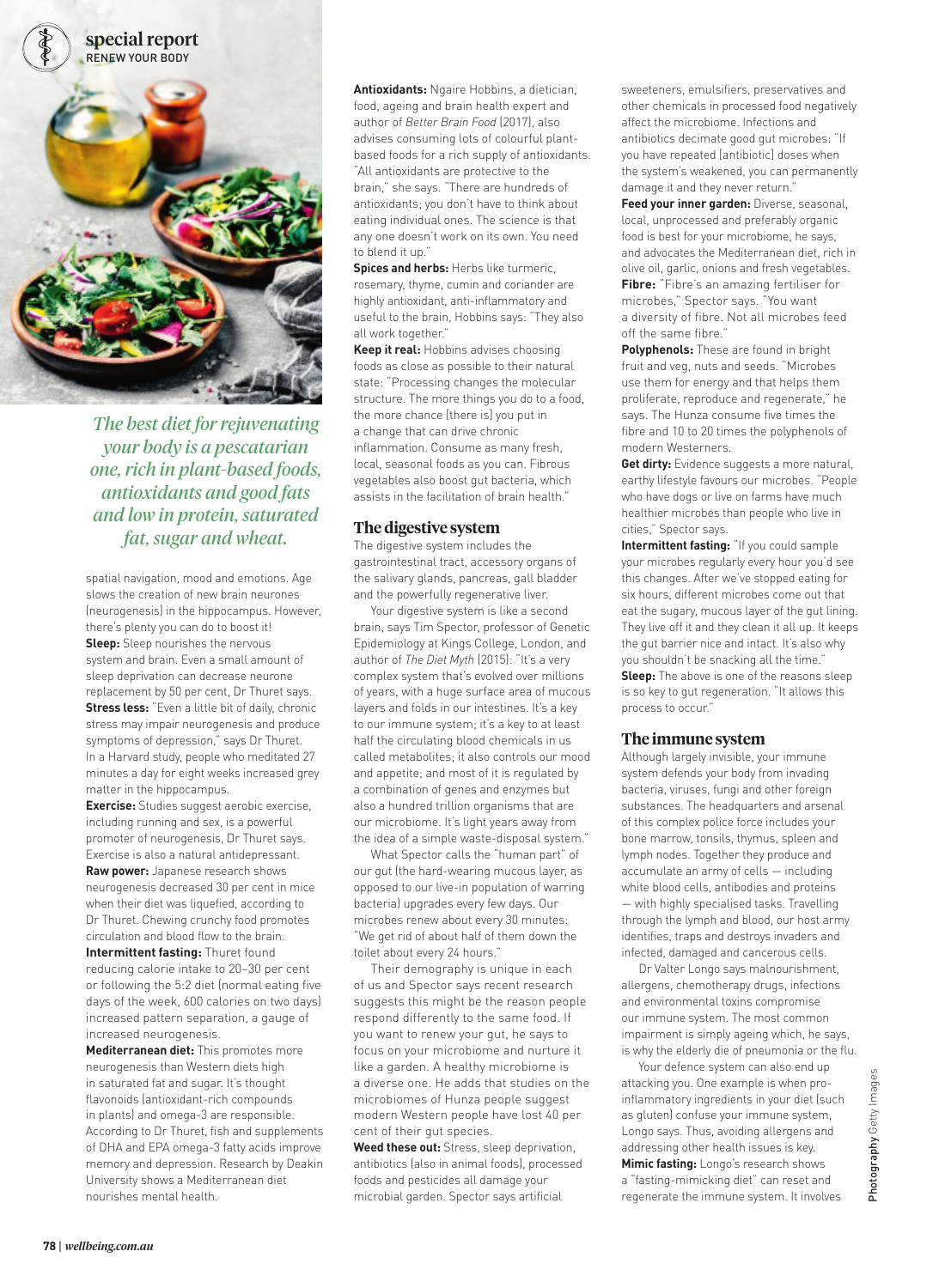*The best diet for rejuvenating your body is a pescatarian one, rich in plant-based foods, antioxidants and good fats and low in protein, saturated fat, sugar and wheat.*

spatial navigation, mood and emotions. Age slows the creation of new brain neurones (neurogenesis) in the hippocampus. However, there's plenty you can do to boost it!

**Sleep:** Sleep nourishes the nervous system and brain. Even a small amount of sleep deprivation can decrease neurone replacement by 50 per cent, Dr Thuret says.

**Stress less:** "Even a little bit of daily, chronic stress may impair neurogenesis and produce symptoms of depression," says Dr Thuret. In a Harvard study, people who meditated 27 minutes a day for eight weeks increased grey matter in the hippocampus.

**Exercise:** Studies suggest aerobic exercise, including running and sex, is a powerful promoter of neurogenesis, Dr Thuret says. Exercise is also a natural antidepressant.

**Raw power:** Japanese research shows neurogenesis decreased 30 per cent in mice when their diet was liquefied, according to Dr Thuret. Chewing crunchy food promotes circulation and blood flow to the brain.

**Intermittent fasting:** Thuret found reducing calorie intake to 20–30 per cent or following the 5:2 diet (normal eating five days of the week, 600 calories on two days) increased pattern separation, a gauge of increased neurogenesis.

**Mediterranean diet:** This promotes more neurogenesis than Western diets high in saturated fat and sugar. It's thought flavonoids (antioxidant-rich compounds in plants) and omega-3 are responsible. According to Dr Thuret, fish and supplements of DHA and EPA omega-3 fatty acids improve memory and depression. Research by Deakin University shows a Mediterranean diet nourishes mental health.

**Antioxidants:** Ngaire Hobbins, a dietician, food, ageing and brain health expert and author of *Better Brain Food* (2017), also advises consuming lots of colourful plant-based foods for a rich supply of antioxidants. "All antioxidants are protective to the brain," she says. "There are hundreds of antioxidants; you don't have to think about eating individual ones. The science is that any one doesn't work on its own. You need to blend it up."

**Spices and herbs:** Herbs like turmeric, rosemary, thyme, cumin and coriander are highly antioxidant, anti-inflammatory and useful to the brain, Hobbins says: "They also all work together."

**Keep it real:** Hobbins advises choosing foods as close as possible to their natural state: "Processing changes the molecular structure. The more things you do to a food, the more chance [there is] you put in a change that can drive chronic inflammation. Consume as many fresh, local, seasonal foods as you can. Fibrous vegetables also boost gut bacteria, which assists in the facilitation of brain health."

## The digestive system

The digestive system includes the gastrointestinal tract, accessory organs of the salivary glands, pancreas, gall bladder and the powerfully regenerative liver.

Your digestive system is like a second brain, says Tim Spector, professor of Genetic Epidemiology at Kings College, London, and author of *The Diet Myth* (2015): "It's a very complex system that's evolved over millions of years, with a huge surface area of mucous layers and folds in our intestines. It's a key to our immune system; it's a key to at least half the circulating blood chemicals in us called metabolites; it also controls our mood and appetite; and most of it is regulated by a combination of genes and enzymes but also a hundred trillion organisms that are our microbiome. It's light years away from the idea of a simple waste-disposal system."

What Spector calls the "human part" of our gut (the hard-wearing mucous layer, as opposed to our live-in population of warring bacteria) upgrades every few days. Our microbes renew about every 30 minutes: "We get rid of about half of them down the toilet about every 24 hours."

Their demography is unique in each of us and Spector says recent research suggests this might be the reason people respond differently to the same food. If you want to renew your gut, he says to focus on your microbiome and nurture it like a garden. A healthy microbiome is a diverse one. He adds that studies on the microbiomes of Hunza people suggest modern Western people have lost 40 per cent of their gut species.

**Weed these out:** Stress, sleep deprivation, antibiotics (also in animal foods), processed foods and pesticides all damage your microbial garden. Spector says artificial sweeteners, emulsifiers, preservatives and other chemicals in processed food negatively affect the microbiome. Infections and antibiotics decimate good gut microbes: "If you have repeated [antibiotic] doses when the system's weakened, you can permanently damage it and they never return."

**Feed your inner garden:** Diverse, seasonal, local, unprocessed and preferably organic food is best for your microbiome, he says, and advocates the Mediterranean diet, rich in olive oil, garlic, onions and fresh vegetables.

**Fibre:** "Fibre's an amazing fertiliser for microbes," Spector says. "You want a diversity of fibre. Not all microbes feed off the same fibre."

**Polyphenols:** These are found in bright fruit and veg, nuts and seeds. "Microbes use them for energy and that helps them proliferate, reproduce and regenerate," he says. The Hunza consume five times the fibre and 10 to 20 times the polyphenols of modern Westerners.

**Get dirty:** Evidence suggests a more natural, earthy lifestyle favours our microbes. "People who have dogs or live on farms have much healthier microbes than people who live in cities," Spector says.

**Intermittent fasting:** "If you could sample your microbes regularly every hour you'd see this changes. After we've stopped eating for six hours, different microbes come out that eat the sugary, mucous layer of the gut lining. They live off it and they clean it all up. It keeps the gut barrier nice and intact. It's also why you shouldn't be snacking all the time."

**Sleep:** The above is one of the reasons sleep is so key to gut regeneration. "It allows this process to occur."

## The immune system

Although largely invisible, your immune system defends your body from invading bacteria, viruses, fungi and other foreign substances. The headquarters and arsenal of this complex police force includes your bone marrow, tonsils, thymus, spleen and lymph nodes. Together they produce and accumulate an army of cells — including white blood cells, antibodies and proteins — with highly specialised tasks. Travelling through the lymph and blood, our host army identifies, traps and destroys invaders and infected, damaged and cancerous cells.

Dr Valter Longo says malnourishment, allergens, chemotherapy drugs, infections and environmental toxins compromise our immune system. The most common impairment is simply ageing which, he says, is why the elderly die of pneumonia or the flu.

Your defence system can also end up attacking you. One example is when pro-inflammatory ingredients in your diet (such as gluten) confuse your immune system, Longo says. Thus, avoiding allergens and addressing other health issues is key.

**Mimic fasting:** Longo's research shows a "fasting-mimicking diet" can reset and regenerate the immune system. It involves

Photography Getty Images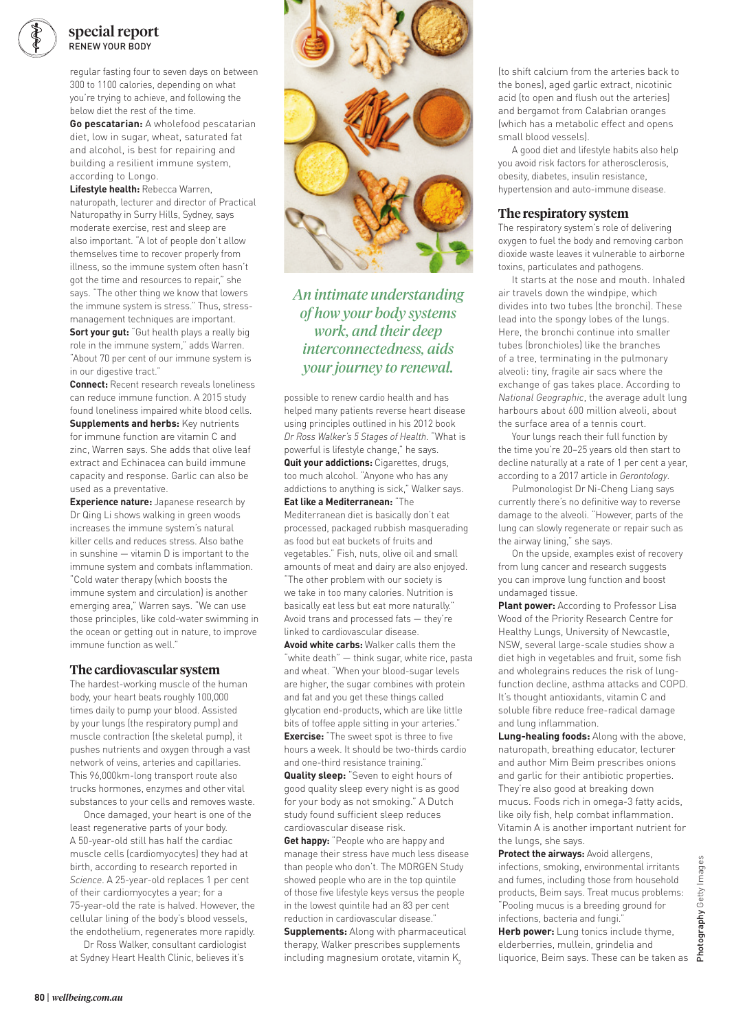regular fasting four to seven days on between 300 to 1100 calories, depending on what you're trying to achieve, and following the below diet the rest of the time.

**Go pescatarian:** A wholefood pescatarian diet, low in sugar, wheat, saturated fat and alcohol, is best for repairing and building a resilient immune system, according to Longo.

**Lifestyle health:** Rebecca Warren, naturopath, lecturer and director of Practical Naturopathy in Surry Hills, Sydney, says moderate exercise, rest and sleep are also important. "A lot of people don't allow themselves time to recover properly from illness, so the immune system often hasn't got the time and resources to repair," she says. "The other thing we know that lowers the immune system is stress." Thus, stress-management techniques are important.

**Sort your gut:** "Gut health plays a really big role in the immune system," adds Warren. "About 70 per cent of our immune system is in our digestive tract."

**Connect:** Recent research reveals loneliness can reduce immune function. A 2015 study found loneliness impaired white blood cells.

**Supplements and herbs:** Key nutrients for immune function are vitamin C and zinc, Warren says. She adds that olive leaf extract and Echinacea can build immune capacity and response. Garlic can also be used as a preventative.

**Experience nature:** Japanese research by Dr Qing Li shows walking in green woods increases the immune system's natural killer cells and reduces stress. Also bathe in sunshine — vitamin D is important to the immune system and combats inflammation. "Cold water therapy (which boosts the immune system and circulation) is another emerging area," Warren says. "We can use those principles, like cold-water swimming in the ocean or getting out in nature, to improve immune function as well."

## The cardiovascular system

The hardest-working muscle of the human body, your heart beats roughly 100,000 times daily to pump your blood. Assisted by your lungs (the respiratory pump) and muscle contraction (the skeletal pump), it pushes nutrients and oxygen through a vast network of veins, arteries and capillaries. This 96,000km-long transport route also trucks hormones, enzymes and other vital substances to your cells and removes waste.

Once damaged, your heart is one of the least regenerative parts of your body. A 50-year-old still has half the cardiac muscle cells (cardiomyocytes) they had at birth, according to research reported in *Science*. A 25-year-old replaces 1 per cent of their cardiomyocytes a year; for a 75-year-old the rate is halved. However, the cellular lining of the body's blood vessels, the endothelium, regenerates more rapidly.

Dr Ross Walker, consultant cardiologist at Sydney Heart Health Clinic, believes it's possible to renew cardio health and has helped many patients reverse heart disease using principles outlined in his 2012 book *Dr Ross Walker's 5 Stages of Health*. "What is powerful is lifestyle change," he says.

*An intimate understanding of how your body systems work, and their deep interconnectedness, aids your journey to renewal.*

**Quit your addictions:** Cigarettes, drugs, too much alcohol. "Anyone who has any addictions to anything is sick," Walker says.

**Eat like a Mediterranean:** "The Mediterranean diet is basically don't eat processed, packaged rubbish masquerading as food but eat buckets of fruits and vegetables." Fish, nuts, olive oil and small amounts of meat and dairy are also enjoyed. "The other problem with our society is we take in too many calories. Nutrition is basically eat less but eat more naturally." Avoid trans and processed fats — they're linked to cardiovascular disease.

**Avoid white carbs:** Walker calls them the "white death" — think sugar, white rice, pasta and wheat. "When your blood-sugar levels are higher, the sugar combines with protein and fat and you get these things called glycation end-products, which are like little bits of toffee apple sitting in your arteries."

**Exercise:** "The sweet spot is three to five hours a week. It should be two-thirds cardio and one-third resistance training."

**Quality sleep:** "Seven to eight hours of good quality sleep every night is as good for your body as not smoking." A Dutch study found sufficient sleep reduces cardiovascular disease risk.

**Get happy:** "People who are happy and manage their stress have much less disease than people who don't. The MORGEN Study showed people who are in the top quintile of those five lifestyle keys versus the people in the lowest quintile had an 83 per cent reduction in cardiovascular disease."

**Supplements:** Along with pharmaceutical therapy, Walker prescribes supplements including magnesium orotate, vitamin $K_2$ (to shift calcium from the arteries back to the bones), aged garlic extract, nicotinic acid (to open and flush out the arteries) and bergamot from Calabrian oranges (which has a metabolic effect and opens small blood vessels).

A good diet and lifestyle habits also help you avoid risk factors for atherosclerosis, obesity, diabetes, insulin resistance, hypertension and auto-immune disease.

## The respiratory system

The respiratory system's role of delivering oxygen to fuel the body and removing carbon dioxide waste leaves it vulnerable to airborne toxins, particulates and pathogens.

It starts at the nose and mouth. Inhaled air travels down the windpipe, which divides into two tubes (the bronchi). These lead into the spongy lobes of the lungs. Here, the bronchi continue into smaller tubes (bronchioles) like the branches of a tree, terminating in the pulmonary alveoli: tiny, fragile air sacs where the exchange of gas takes place. According to *National Geographic*, the average adult lung harbours about 600 million alveoli, about the surface area of a tennis court.

Your lungs reach their full function by the time you're 20–25 years old then start to decline naturally at a rate of 1 per cent a year, according to a 2017 article in *Gerontology*.

Pulmonologist Dr Ni-Cheng Liang says currently there's no definitive way to reverse damage to the alveoli. "However, parts of the lung can slowly regenerate or repair such as the airway lining," she says.

On the upside, examples exist of recovery from lung cancer and research suggests you can improve lung function and boost undamaged tissue.

**Plant power:** According to Professor Lisa Wood of the Priority Research Centre for Healthy Lungs, University of Newcastle, NSW, several large-scale studies show a diet high in vegetables and fruit, some fish and wholegrains reduces the risk of lung-function decline, asthma attacks and COPD. It's thought antioxidants, vitamin C and soluble fibre reduce free-radical damage and lung inflammation.

**Lung-healing foods:** Along with the above, naturopath, breathing educator, lecturer and author Mim Beim prescribes onions and garlic for their antibiotic properties. They're also good at breaking down mucus. Foods rich in omega-3 fatty acids, like oily fish, help combat inflammation. Vitamin A is another important nutrient for the lungs, she says.

**Protect the airways:** Avoid allergens, infections, smoking, environmental irritants and fumes, including those from household products, Beim says. Treat mucus problems: "Pooling mucus is a breeding ground for infections, bacteria and fungi."

**Herb power:** Lung tonics include thyme, elderberries, mullein, grindelia and liquorice, Beim says. These can be taken as

Photography Getty Images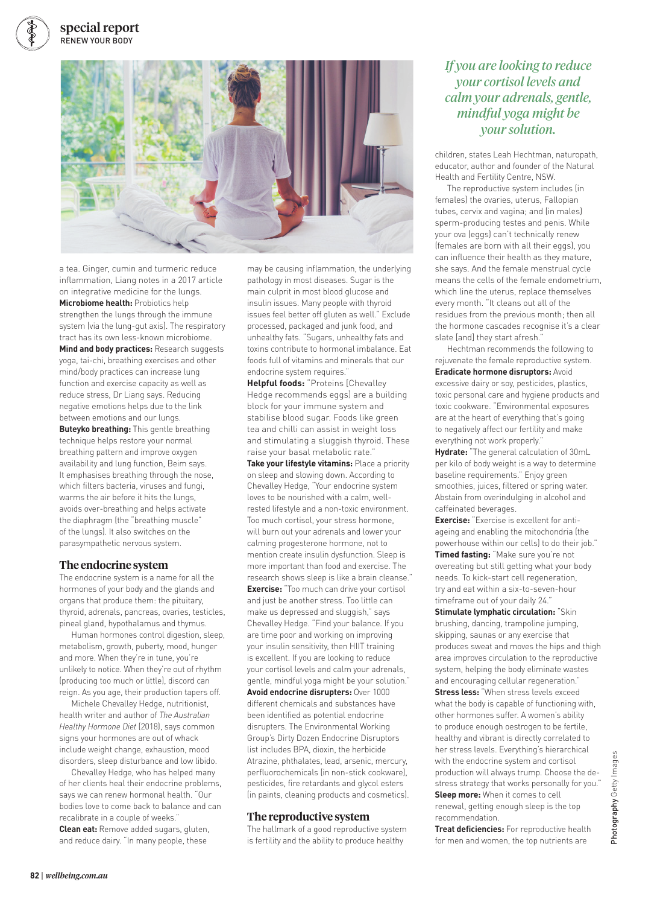a tea. Ginger, cumin and turmeric reduce inflammation, Liang notes in a 2017 article on integrative medicine for the lungs.

**Microbiome health:** Probiotics help strengthen the lungs through the immune system (via the lung-gut axis). The respiratory tract has its own less-known microbiome.

**Mind and body practices:** Research suggests yoga, tai-chi, breathing exercises and other mind/body practices can increase lung function and exercise capacity as well as reduce stress, Dr Liang says. Reducing negative emotions helps due to the link between emotions and our lungs.

**Buteyko breathing:** This gentle breathing technique helps restore your normal breathing pattern and improve oxygen availability and lung function, Beim says. It emphasises breathing through the nose, which filters bacteria, viruses and fungi, warms the air before it hits the lungs, avoids over-breathing and helps activate the diaphragm (the "breathing muscle" of the lungs). It also switches on the parasympathetic nervous system.

## The endocrine system

The endocrine system is a name for all the hormones of your body and the glands and organs that produce them: the pituitary, thyroid, adrenals, pancreas, ovaries, testicles, pineal gland, hypothalamus and thymus.

Human hormones control digestion, sleep, metabolism, growth, puberty, mood, hunger and more. When they're in tune, you're unlikely to notice. When they're out of rhythm (producing too much or little), discord can reign. As you age, their production tapers off.

Michele Chevalley Hedge, nutritionist, health writer and author of *The Australian Healthy Hormone Diet* (2018), says common signs your hormones are out of whack include weight change, exhaustion, mood disorders, sleep disturbance and low libido.

Chevalley Hedge, who has helped many of her clients heal their endocrine problems, says we can renew hormonal health. "Our bodies love to come back to balance and can recalibrate in a couple of weeks."

**Clean eat:** Remove added sugars, gluten, and reduce dairy. "In many people, these may be causing inflammation, the underlying pathology in most diseases. Sugar is the main culprit in most blood glucose and insulin issues. Many people with thyroid issues feel better off gluten as well." Exclude processed, packaged and junk food, and unhealthy fats. "Sugars, unhealthy fats and toxins contribute to hormonal imbalance. Eat foods full of vitamins and minerals that our endocrine system requires."

**Helpful foods:** "Proteins [Chevalley Hedge recommends eggs] are a building block for your immune system and stabilise blood sugar. Foods like green tea and chilli can assist in weight loss and stimulating a sluggish thyroid. These raise your basal metabolic rate."

**Take your lifestyle vitamins:** Place a priority on sleep and slowing down. According to Chevalley Hedge, "Your endocrine system loves to be nourished with a calm, well-rested lifestyle and a non-toxic environment. Too much cortisol, your stress hormone, will burn out your adrenals and lower your calming progesterone hormone, not to mention create insulin dysfunction. Sleep is more important than food and exercise. The research shows sleep is like a brain cleanse."

**Exercise:** "Too much can drive your cortisol and just be another stress. Too little can make us depressed and sluggish," says Chevalley Hedge. "Find your balance. If you are time poor and working on improving your insulin sensitivity, then HIIT training is excellent. If you are looking to reduce your cortisol levels and calm your adrenals, gentle, mindful yoga might be your solution."

**Avoid endocrine disrupters:** Over 1000 different chemicals and substances have been identified as potential endocrine disrupters. The Environmental Working Group's Dirty Dozen Endocrine Disruptors list includes BPA, dioxin, the herbicide Atrazine, phthalates, lead, arsenic, mercury, perfluorochemicals (in non-stick cookware), pesticides, fire retardants and glycol esters (in paints, cleaning products and cosmetics).

## The reproductive system

The hallmark of a good reproductive system is fertility and the ability to produce healthy children, states Leah Hechtman, naturopath, educator, author and founder of the Natural Health and Fertility Centre, NSW.

*If you are looking to reduce your cortisol levels and calm your adrenals, gentle, mindful yoga might be your solution.*

The reproductive system includes (in females) the ovaries, uterus, Fallopian tubes, cervix and vagina; and (in males) sperm-producing testes and penis. While your ova (eggs) can't technically renew (females are born with all their eggs), you can influence their health as they mature, she says. And the female menstrual cycle means the cells of the female endometrium, which line the uterus, replace themselves every month. "It cleans out all of the residues from the previous month; then all the hormone cascades recognise it's a clear slate [and] they start afresh."

Hechtman recommends the following to rejuvenate the female reproductive system.

**Eradicate hormone disruptors:** Avoid excessive dairy or soy, pesticides, plastics, toxic personal care and hygiene products and toxic cookware. "Environmental exposures are at the heart of everything that's going to negatively affect our fertility and make everything not work properly."

**Hydrate:** "The general calculation of 30mL per kilo of body weight is a way to determine baseline requirements." Enjoy green smoothies, juices, filtered or spring water. Abstain from overindulging in alcohol and caffeinated beverages.

**Exercise:** "Exercise is excellent for anti-ageing and enabling the mitochondria (the powerhouse within our cells) to do their job."

**Timed fasting:** "Make sure you're not overeating but still getting what your body needs. To kick-start cell regeneration, try and eat within a six-to-seven-hour timeframe out of your daily 24."

**Stimulate lymphatic circulation:** "Skin brushing, dancing, trampoline jumping, skipping, saunas or any exercise that produces sweat and moves the hips and thigh area improves circulation to the reproductive system, helping the body eliminate wastes and encouraging cellular regeneration."

**Stress less:** "When stress levels exceed what the body is capable of functioning with, other hormones suffer. A women's ability to produce enough oestrogen to be fertile, healthy and vibrant is directly correlated to her stress levels. Everything's hierarchical with the endocrine system and cortisol production will always trump. Choose the de-stress strategy that works personally for you."

**Sleep more:** When it comes to cell renewal, getting enough sleep is the top recommendation.

**Treat deficiencies:** For reproductive health for men and women, the top nutrients are

Photography Getty Images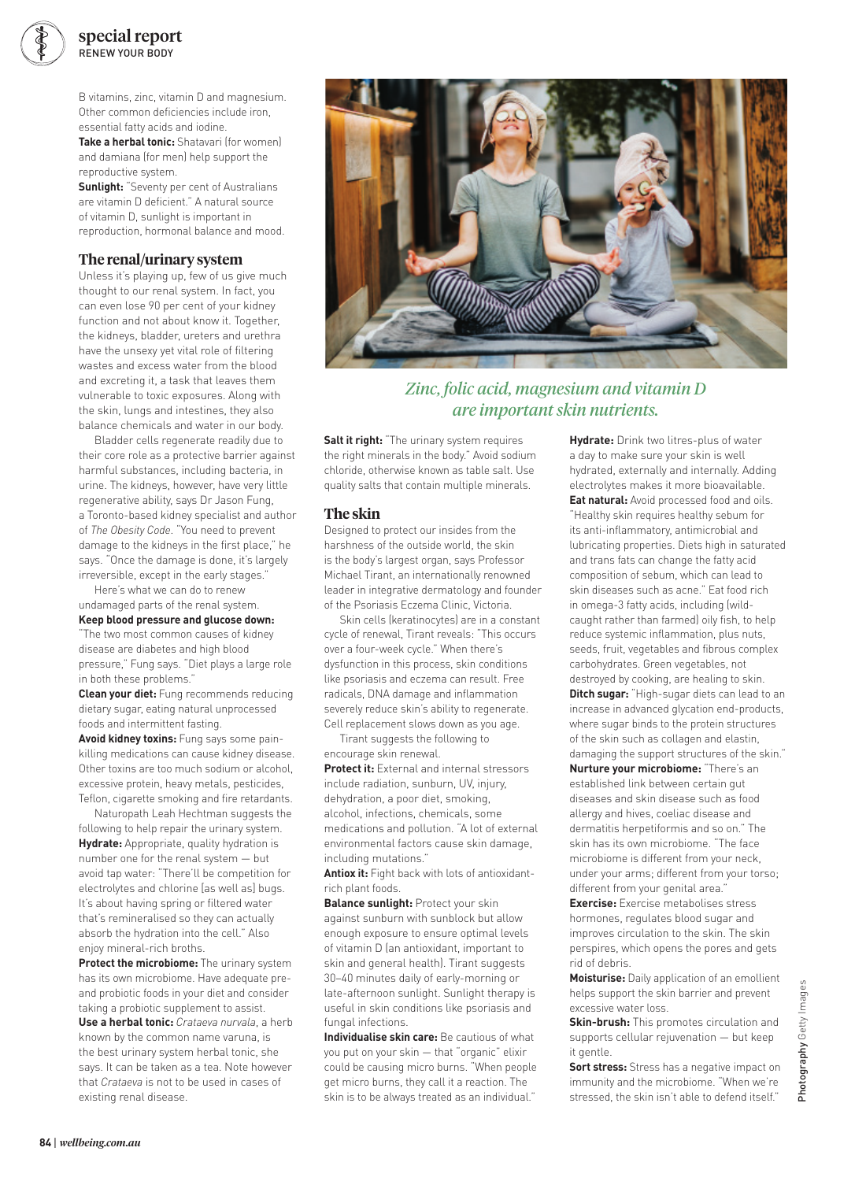B vitamins, zinc, vitamin D and magnesium. Other common deficiencies include iron, essential fatty acids and iodine.

**Take a herbal tonic:** Shatavari (for women) and damiana (for men) help support the reproductive system.

**Sunlight:** "Seventy per cent of Australians are vitamin D deficient." A natural source of vitamin D, sunlight is important in reproduction, hormonal balance and mood.

## The renal/urinary system

Unless it's playing up, few of us give much thought to our renal system. In fact, you can even lose 90 per cent of your kidney function and not about know it. Together, the kidneys, bladder, ureters and urethra have the unsexy yet vital role of filtering wastes and excess water from the blood and excreting it, a task that leaves them vulnerable to toxic exposures. Along with the skin, lungs and intestines, they also balance chemicals and water in our body.

Bladder cells regenerate readily due to their core role as a protective barrier against harmful substances, including bacteria, in urine. The kidneys, however, have very little regenerative ability, says Dr Jason Fung, a Toronto-based kidney specialist and author of *The Obesity Code*. "You need to prevent damage to the kidneys in the first place," he says. "Once the damage is done, it's largely irreversible, except in the early stages."

Here's what we can do to renew undamaged parts of the renal system.

**Keep blood pressure and glucose down:** "The two most common causes of kidney disease are diabetes and high blood pressure," Fung says. "Diet plays a large role in both these problems."

**Clean your diet:** Fung recommends reducing dietary sugar, eating natural unprocessed foods and intermittent fasting.

**Avoid kidney toxins:** Fung says some pain-killing medications can cause kidney disease. Other toxins are too much sodium or alcohol, excessive protein, heavy metals, pesticides, Teflon, cigarette smoking and fire retardants.

Naturopath Leah Hechtman suggests the following to help repair the urinary system.

**Hydrate:** Appropriate, quality hydration is number one for the renal system — but avoid tap water: "There'll be competition for electrolytes and chlorine (as well as) bugs. It's about having spring or filtered water that's remineralised so they can actually absorb the hydration into the cell." Also enjoy mineral-rich broths.

**Protect the microbiome:** The urinary system has its own microbiome. Have adequate pre- and probiotic foods in your diet and consider taking a probiotic supplement to assist.

**Use a herbal tonic:** *Crataeva nurvala*, a herb known by the common name varuna, is the best urinary system herbal tonic, she says. It can be taken as a tea. Note however that *Crataeva* is not to be used in cases of existing renal disease.

*Zinc, folic acid, magnesium and vitamin D are important skin nutrients.*

**Salt it right:** "The urinary system requires the right minerals in the body." Avoid sodium chloride, otherwise known as table salt. Use quality salts that contain multiple minerals.

## The skin

Designed to protect our insides from the harshness of the outside world, the skin is the body's largest organ, says Professor Michael Tirant, an internationally renowned leader in integrative dermatology and founder of the Psoriasis Eczema Clinic, Victoria.

Skin cells (keratinocytes) are in a constant cycle of renewal, Tirant reveals: "This occurs over a four-week cycle." When there's dysfunction in this process, skin conditions like psoriasis and eczema can result. Free radicals, DNA damage and inflammation severely reduce skin's ability to regenerate. Cell replacement slows down as you age.

Tirant suggests the following to encourage skin renewal.

**Protect it:** External and internal stressors include radiation, sunburn, UV, injury, dehydration, a poor diet, smoking, alcohol, infections, chemicals, some medications and pollution. "A lot of external environmental factors cause skin damage, including mutations."

**Antiox it:** Fight back with lots of antioxidant-rich plant foods.

**Balance sunlight:** Protect your skin against sunburn with sunblock but allow enough exposure to ensure optimal levels of vitamin D (an antioxidant, important to skin and general health). Tirant suggests 30–40 minutes daily of early-morning or late-afternoon sunlight. Sunlight therapy is useful in skin conditions like psoriasis and fungal infections.

**Individualise skin care:** Be cautious of what you put on your skin — that "organic" elixir could be causing micro burns. "When people get micro burns, they call it a reaction. The skin is to be always treated as an individual."

**Hydrate:** Drink two litres-plus of water a day to make sure your skin is well hydrated, externally and internally. Adding electrolytes makes it more bioavailable.

**Eat natural:** Avoid processed food and oils. "Healthy skin requires healthy sebum for its anti-inflammatory, antimicrobial and lubricating properties. Diets high in saturated and trans fats can change the fatty acid composition of sebum, which can lead to skin diseases such as acne." Eat food rich in omega-3 fatty acids, including (wild-caught rather than farmed) oily fish, to help reduce systemic inflammation, plus nuts, seeds, fruit, vegetables and fibrous complex carbohydrates. Green vegetables, not destroyed by cooking, are healing to skin.

**Ditch sugar:** "High-sugar diets can lead to an increase in advanced glycation end-products, where sugar binds to the protein structures of the skin such as collagen and elastin, damaging the support structures of the skin."

**Nurture your microbiome:** "There's an established link between certain gut diseases and skin disease such as food allergy and hives, coeliac disease and dermatitis herpetiformis and so on." The skin has its own microbiome. "The face microbiome is different from your neck, under your arms; different from your torso; different from your genital area."

**Exercise:** Exercise metabolises stress hormones, regulates blood sugar and improves circulation to the skin. The skin perspires, which opens the pores and gets rid of debris.

**Moisturise:** Daily application of an emollient helps support the skin barrier and prevent excessive water loss.

**Skin-brush:** This promotes circulation and supports cellular rejuvenation — but keep it gentle.

**Sort stress:** Stress has a negative impact on immunity and the microbiome. "When we're stressed, the skin isn't able to defend itself."

Photography Getty Images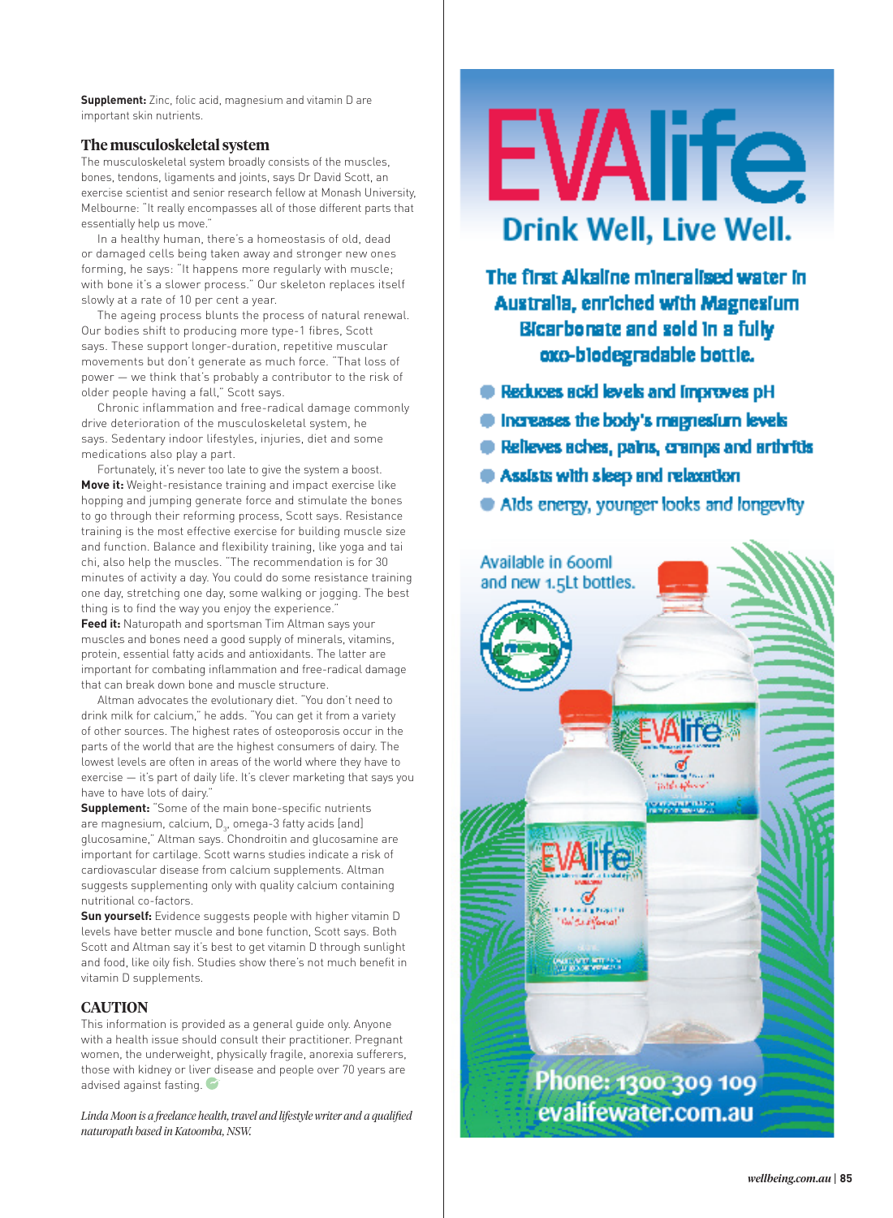**Supplement:** Zinc, folic acid, magnesium and vitamin D are important skin nutrients.

## The musculoskeletal system

The musculoskeletal system broadly consists of the muscles, bones, tendons, ligaments and joints, says Dr David Scott, an exercise scientist and senior research fellow at Monash University, Melbourne: "It really encompasses all of those different parts that essentially help us move."

In a healthy human, there's a homeostasis of old, dead or damaged cells being taken away and stronger new ones forming, he says: "It happens more regularly with muscle; with bone it's a slower process." Our skeleton replaces itself slowly at a rate of 10 per cent a year.

The ageing process blunts the process of natural renewal. Our bodies shift to producing more type-1 fibres, Scott says. These support longer-duration, repetitive muscular movements but don't generate as much force. "That loss of power — we think that's probably a contributor to the risk of older people having a fall," Scott says.

Chronic inflammation and free-radical damage commonly drive deterioration of the musculoskeletal system, he says. Sedentary indoor lifestyles, injuries, diet and some medications also play a part.

Fortunately, it's never too late to give the system a boost.

**Move it:** Weight-resistance training and impact exercise like hopping and jumping generate force and stimulate the bones to go through their reforming process, Scott says. Resistance training is the most effective exercise for building muscle size and function. Balance and flexibility training, like yoga and tai chi, also help the muscles. "The recommendation is for 30 minutes of activity a day. You could do some resistance training one day, stretching one day, some walking or jogging. The best thing is to find the way you enjoy the experience."

**Feed it:** Naturopath and sportsman Tim Altman says your muscles and bones need a good supply of minerals, vitamins, protein, essential fatty acids and antioxidants. The latter are important for combating inflammation and free-radical damage that can break down bone and muscle structure.

Altman advocates the evolutionary diet. "You don't need to drink milk for calcium," he adds. "You can get it from a variety of other sources. The highest rates of osteoporosis occur in the parts of the world that are the highest consumers of dairy. The lowest levels are often in areas of the world where they have to exercise — it's part of daily life. It's clever marketing that says you have to have lots of dairy."

**Supplement:** "Some of the main bone-specific nutrients are magnesium, calcium, $D_3$, omega-3 fatty acids [and] glucosamine," Altman says. Chondroitin and glucosamine are important for cartilage. Scott warns studies indicate a risk of cardiovascular disease from calcium supplements. Altman suggests supplementing only with quality calcium containing nutritional co-factors.

**Sun yourself:** Evidence suggests people with higher vitamin D levels have better muscle and bone function, Scott says. Both Scott and Altman say it's best to get vitamin D through sunlight and food, like oily fish. Studies show there's not much benefit in vitamin D supplements.

## CAUTION

This information is provided as a general guide only. Anyone with a health issue should consult their practitioner. Pregnant women, the underweight, physically fragile, anorexia sufferers, those with kidney or liver disease and people over 70 years are advised against fasting.

*Linda Moon is a freelance health, travel and lifestyle writer and a qualified naturopath based in Katoomba, NSW.*

# EVAlife

## Drink Well, Live Well.

**The first Alkaline mineralised water in Australia, enriched with Magnesium Bicarbonate and sold in a fully oxo-biodegradable bottle.**

- Reduces acid levels and improves pH
- Increases the body's magnesium levels
- Relieves aches, pains, cramps and arthritis
- Assists with sleep and relaxation
- Aids energy, younger looks and longevity

Available in 600ml and new 1.5Lt bottles.

Phone: 1300 309 109
evalifewater.com.au